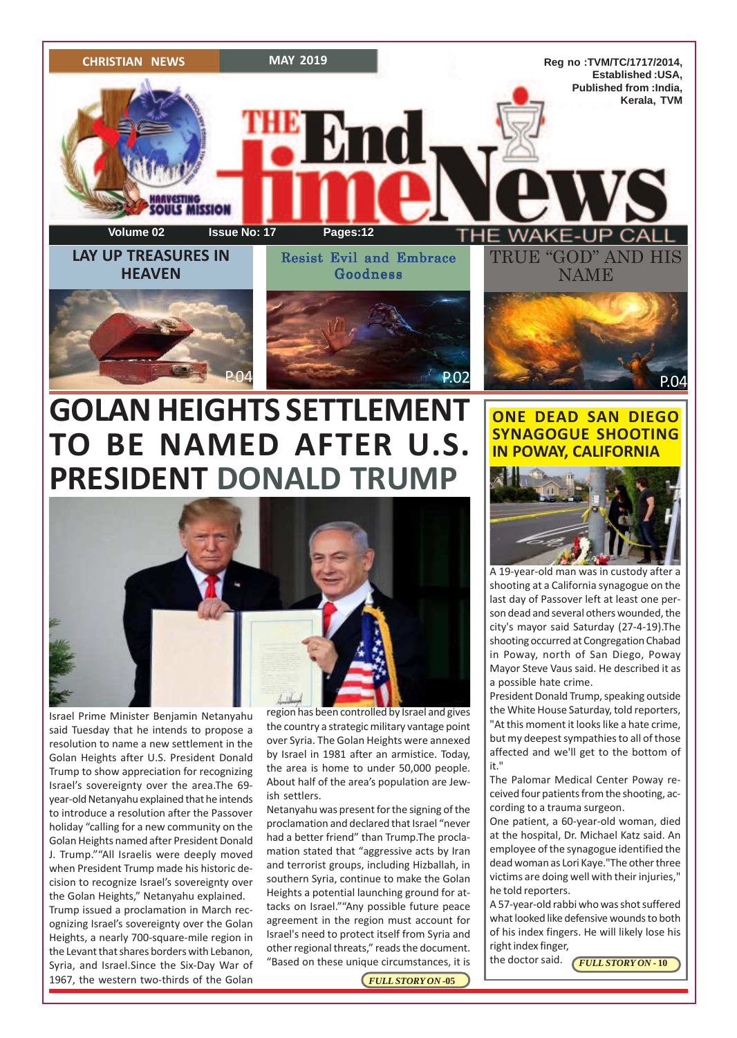CHRISTIAN NEWS | MAY 2019

Reg no :TVM/TC/1717/2014,
Established :USA,
Published from :India,
Kerala, TVM

HARVESTING SOULS MISSION

# THE End time News

Volume 02 | Issue No: 17 | Pages:12

THE WAKE-UP CALL

## LAY UP TREASURES IN HEAVEN

P.04

## Resist Evil and Embrace Goodness

P.02

## TRUE "GOD" AND HIS NAME

P.04

# GOLAN HEIGHTS SETTLEMENT TO BE NAMED AFTER U.S. PRESIDENT DONALD TRUMP

Israel Prime Minister Benjamin Netanyahu said Tuesday that he intends to propose a resolution to name a new settlement in the Golan Heights after U.S. President Donald Trump to show appreciation for recognizing Israel's sovereignty over the area.The 69-year-old Netanyahu explained that he intends to introduce a resolution after the Passover holiday "calling for a new community on the Golan Heights named after President Donald J. Trump.""All Israelis were deeply moved when President Trump made his historic decision to recognize Israel's sovereignty over the Golan Heights," Netanyahu explained.

Trump issued a proclamation in March recognizing Israel's sovereignty over the Golan Heights, a nearly 700-square-mile region in the Levant that shares borders with Lebanon, Syria, and Israel.Since the Six-Day War of 1967, the western two-thirds of the Golan region has been controlled by Israel and gives the country a strategic military vantage point over Syria. The Golan Heights were annexed by Israel in 1981 after an armistice. Today, the area is home to under 50,000 people. About half of the area's population are Jewish settlers.

Netanyahu was present for the signing of the proclamation and declared that Israel "never had a better friend" than Trump.The proclamation stated that "aggressive acts by Iran and terrorist groups, including Hizballah, in southern Syria, continue to make the Golan Heights a potential launching ground for attacks on Israel.""Any possible future peace agreement in the region must account for Israel's need to protect itself from Syria and other regional threats," reads the document. "Based on these unique circumstances, it is

FULL STORY ON -05

## ONE DEAD SAN DIEGO SYNAGOGUE SHOOTING IN POWAY, CALIFORNIA

A 19-year-old man was in custody after a shooting at a California synagogue on the last day of Passover left at least one person dead and several others wounded, the city's mayor said Saturday (27-4-19).The shooting occurred at Congregation Chabad in Poway, north of San Diego, Poway Mayor Steve Vaus said. He described it as a possible hate crime.

President Donald Trump, speaking outside the White House Saturday, told reporters, "At this moment it looks like a hate crime, but my deepest sympathies to all of those affected and we'll get to the bottom of it."

The Palomar Medical Center Poway received four patients from the shooting, according to a trauma surgeon.

One patient, a 60-year-old woman, died at the hospital, Dr. Michael Katz said. An employee of the synagogue identified the dead woman as Lori Kaye."The other three victims are doing well with their injuries," he told reporters.

A 57-year-old rabbi who was shot suffered what looked like defensive wounds to both of his index fingers. He will likely lose his right index finger, the doctor said.

FULL STORY ON - 10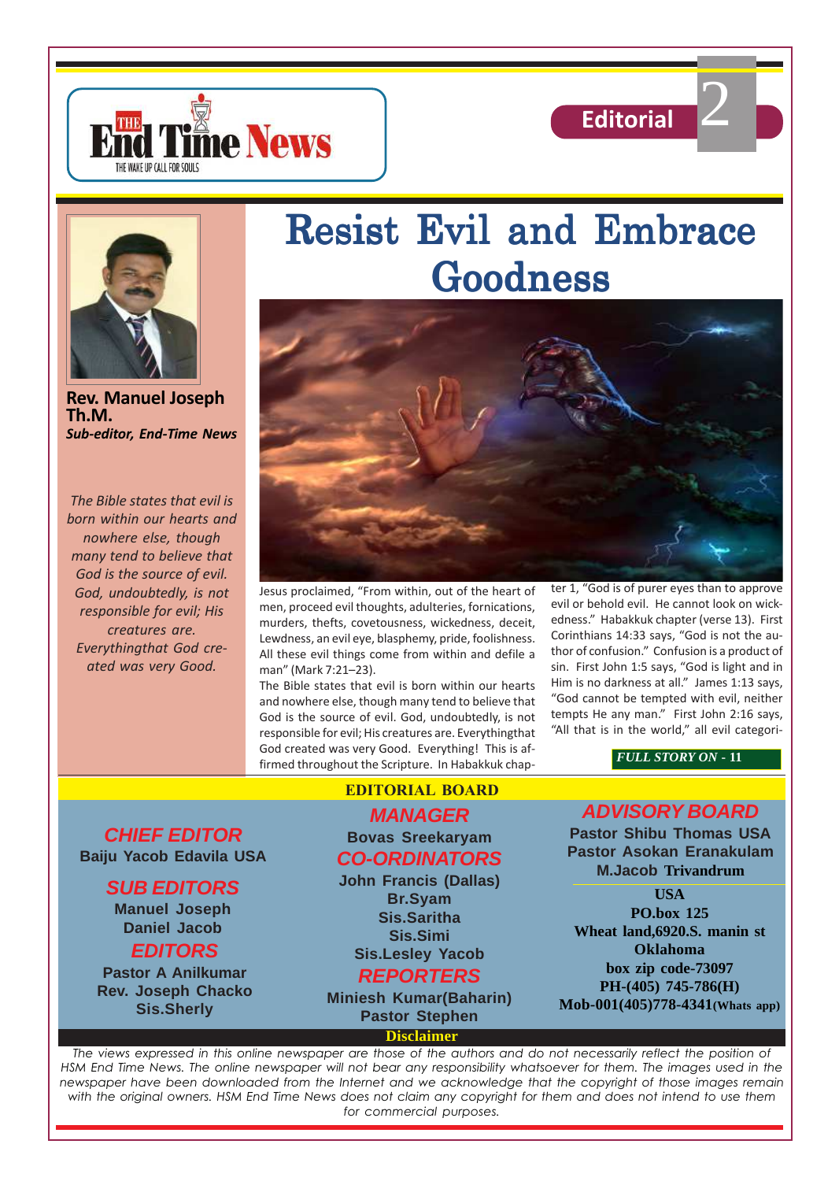Editorial

# Resist Evil and Embrace Goodness

**Rev. Manuel Joseph Th.M.**
***Sub-editor, End-Time News***

*The Bible states that evil is born within our hearts and nowhere else, though many tend to believe that God is the source of evil. God, undoubtedly, is not responsible for evil; His creatures are. Everythingthat God created was very Good.*

Jesus proclaimed, "From within, out of the heart of men, proceed evil thoughts, adulteries, fornications, murders, thefts, covetousness, wickedness, deceit, Lewdness, an evil eye, blasphemy, pride, foolishness. All these evil things come from within and defile a man" (Mark 7:21–23).

The Bible states that evil is born within our hearts and nowhere else, though many tend to believe that God is the source of evil. God, undoubtedly, is not responsible for evil; His creatures are. Everythingthat God created was very Good. Everything! This is affirmed throughout the Scripture. In Habakkuk chapter 1, "God is of purer eyes than to approve evil or behold evil. He cannot look on wickedness." Habakkuk chapter (verse 13). First Corinthians 14:33 says, "God is not the author of confusion." Confusion is a product of sin. First John 1:5 says, "God is light and in Him is no darkness at all." James 1:13 says, "God cannot be tempted with evil, neither tempts He any man." First John 2:16 says, "All that is in the world," all evil categori-

***FULL STORY ON - 11***

## EDITORIAL BOARD

**CHIEF EDITOR**
Baiju Yacob Edavila USA

**SUB EDITORS**
Manuel Joseph
Daniel Jacob

**EDITORS**
Pastor A Anilkumar
Rev. Joseph Chacko
Sis.Sherly

**MANAGER**
Bovas Sreekaryam

**CO-ORDINATORS**
John Francis (Dallas)
Br.Syam
Sis.Saritha
Sis.Simi
Sis.Lesley Yacob

**REPORTERS**
Miniesh Kumar(Baharin)
Pastor Stephen

**ADVISORY BOARD**
Pastor Shibu Thomas USA
Pastor Asokan Eranakulam
M.Jacob Trivandrum

**USA**
PO.box 125
Wheat land,6920.S. manin st
Oklahoma
box zip code-73097
PH-(405) 745-786(H)
Mob-001(405)778-4341(Whats app)

**Disclaimer**

*The views expressed in this online newspaper are those of the authors and do not necessarily reflect the position of HSM End Time News. The online newspaper will not bear any responsibility whatsoever for them. The images used in the newspaper have been downloaded from the Internet and we acknowledge that the copyright of those images remain with the original owners. HSM End Time News does not claim any copyright for them and does not intend to use them for commercial purposes.*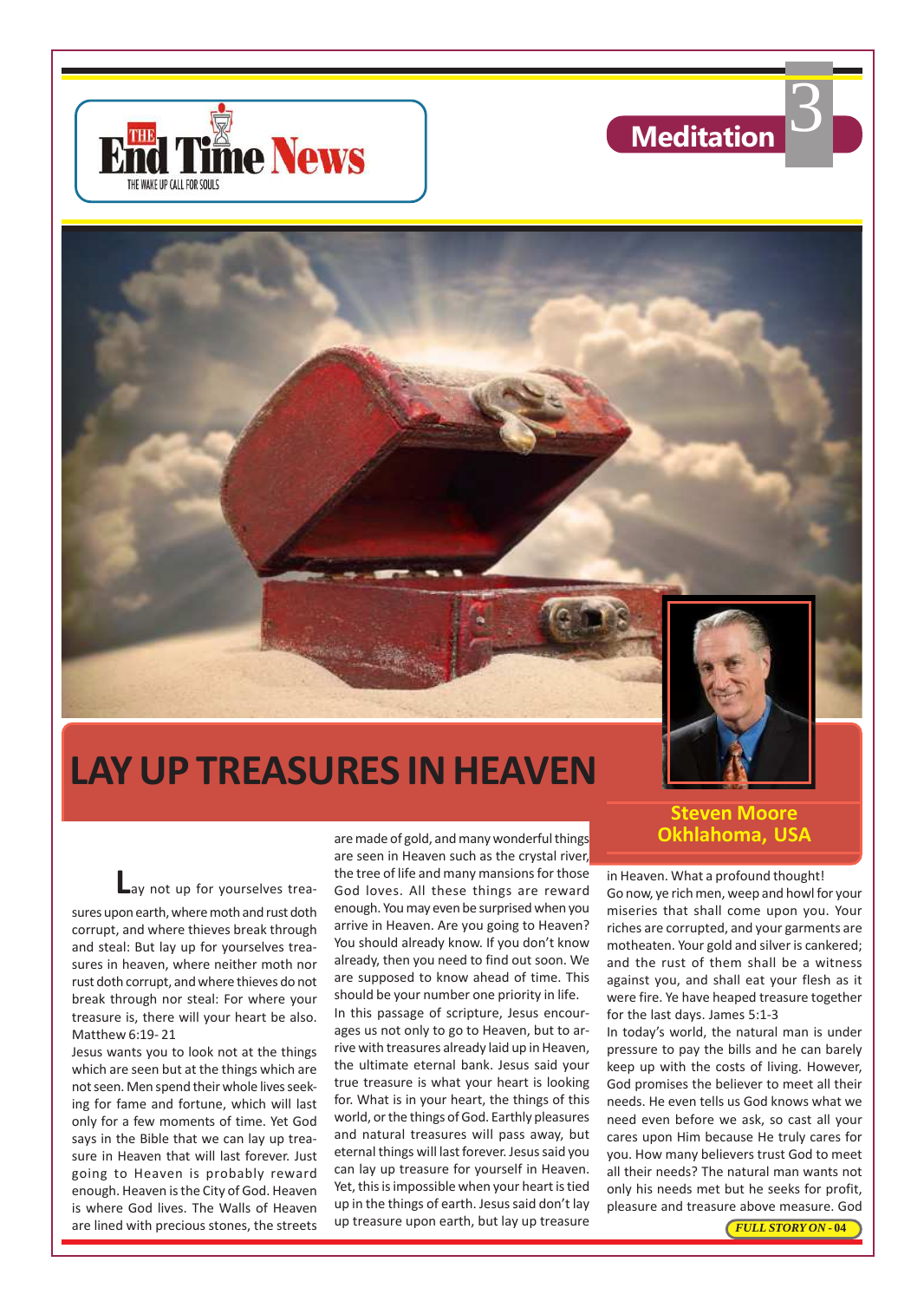# LAY UP TREASURES IN HEAVEN

**Steven Moore**
**Okhlahoma, USA**

Lay not up for yourselves treasures upon earth, where moth and rust doth corrupt, and where thieves break through and steal: But lay up for yourselves treasures in heaven, where neither moth nor rust doth corrupt, and where thieves do not break through nor steal: For where your treasure is, there will your heart be also. Matthew 6:19- 21

Jesus wants you to look not at the things which are seen but at the things which are not seen. Men spend their whole lives seeking for fame and fortune, which will last only for a few moments of time. Yet God says in the Bible that we can lay up treasure in Heaven that will last forever. Just going to Heaven is probably reward enough. Heaven is the City of God. Heaven is where God lives. The Walls of Heaven are lined with precious stones, the streets are made of gold, and many wonderful things are seen in Heaven such as the crystal river, the tree of life and many mansions for those God loves. All these things are reward enough. You may even be surprised when you arrive in Heaven. Are you going to Heaven? You should already know. If you don't know already, then you need to find out soon. We are supposed to know ahead of time. This should be your number one priority in life.

In this passage of scripture, Jesus encourages us not only to go to Heaven, but to arrive with treasures already laid up in Heaven, the ultimate eternal bank. Jesus said your true treasure is what your heart is looking for. What is in your heart, the things of this world, or the things of God. Earthly pleasures and natural treasures will pass away, but eternal things will last forever. Jesus said you can lay up treasure for yourself in Heaven. Yet, this is impossible when your heart is tied up in the things of earth. Jesus said don't lay up treasure upon earth, but lay up treasure in Heaven. What a profound thought!

Go now, ye rich men, weep and howl for your miseries that shall come upon you. Your riches are corrupted, and your garments are motheaten. Your gold and silver is cankered; and the rust of them shall be a witness against you, and shall eat your flesh as it were fire. Ye have heaped treasure together for the last days. James 5:1-3

In today's world, the natural man is under pressure to pay the bills and he can barely keep up with the costs of living. However, God promises the believer to meet all their needs. He even tells us God knows what we need even before we ask, so cast all your cares upon Him because He truly cares for you. How many believers trust God to meet all their needs? The natural man wants not only his needs met but he seeks for profit, pleasure and treasure above measure. God

*FULL STORY ON - 04*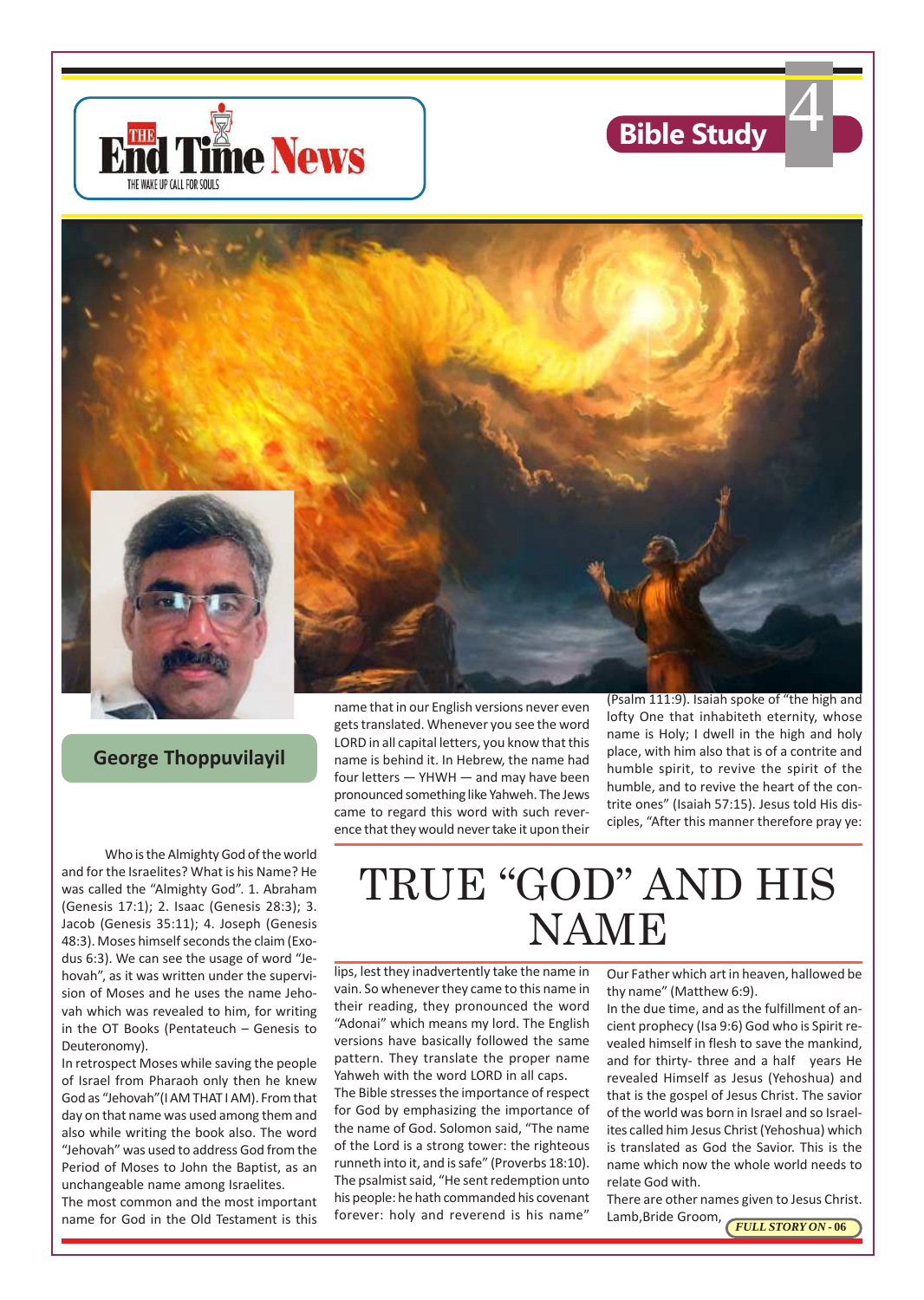# TRUE "GOD" AND HIS NAME

**George Thoppuvilayil**

Who is the Almighty God of the world and for the Israelites? What is his Name? He was called the "Almighty God". 1. Abraham (Genesis 17:1); 2. Isaac (Genesis 28:3); 3. Jacob (Genesis 35:11); 4. Joseph (Genesis 48:3). Moses himself seconds the claim (Exodus 6:3). We can see the usage of word "Jehovah", as it was written under the supervision of Moses and he uses the name Jehovah which was revealed to him, for writing in the OT Books (Pentateuch – Genesis to Deuteronomy).

In retrospect Moses while saving the people of Israel from Pharaoh only then he knew God as "Jehovah"(I AM THAT I AM). From that day on that name was used among them and also while writing the book also. The word "Jehovah" was used to address God from the Period of Moses to John the Baptist, as an unchangeable name among Israelites.

The most common and the most important name for God in the Old Testament is this name that in our English versions never even gets translated. Whenever you see the word LORD in all capital letters, you know that this name is behind it. In Hebrew, the name had four letters — YHWH — and may have been pronounced something like Yahweh. The Jews came to regard this word with such reverence that they would never take it upon their lips, lest they inadvertently take the name in vain. So whenever they came to this name in their reading, they pronounced the word "Adonai" which means my lord. The English versions have basically followed the same pattern. They translate the proper name Yahweh with the word LORD in all caps.

The Bible stresses the importance of respect for God by emphasizing the importance of the name of God. Solomon said, "The name of the Lord is a strong tower: the righteous runneth into it, and is safe" (Proverbs 18:10). The psalmist said, "He sent redemption unto his people: he hath commanded his covenant forever: holy and reverend is his name" (Psalm 111:9). Isaiah spoke of "the high and lofty One that inhabiteth eternity, whose name is Holy; I dwell in the high and holy place, with him also that is of a contrite and humble spirit, to revive the spirit of the humble, and to revive the heart of the contrite ones" (Isaiah 57:15). Jesus told His disciples, "After this manner therefore pray ye: Our Father which art in heaven, hallowed be thy name" (Matthew 6:9).

In the due time, and as the fulfillment of ancient prophecy (Isa 9:6) God who is Spirit revealed himself in flesh to save the mankind, and for thirty- three and a half years He revealed Himself as Jesus (Yehoshua) and that is the gospel of Jesus Christ. The savior of the world was born in Israel and so Israelites called him Jesus Christ (Yehoshua) which is translated as God the Savior. This is the name which now the whole world needs to relate God with.

There are other names given to Jesus Christ. Lamb,Bride Groom,

*FULL STORY ON - 06*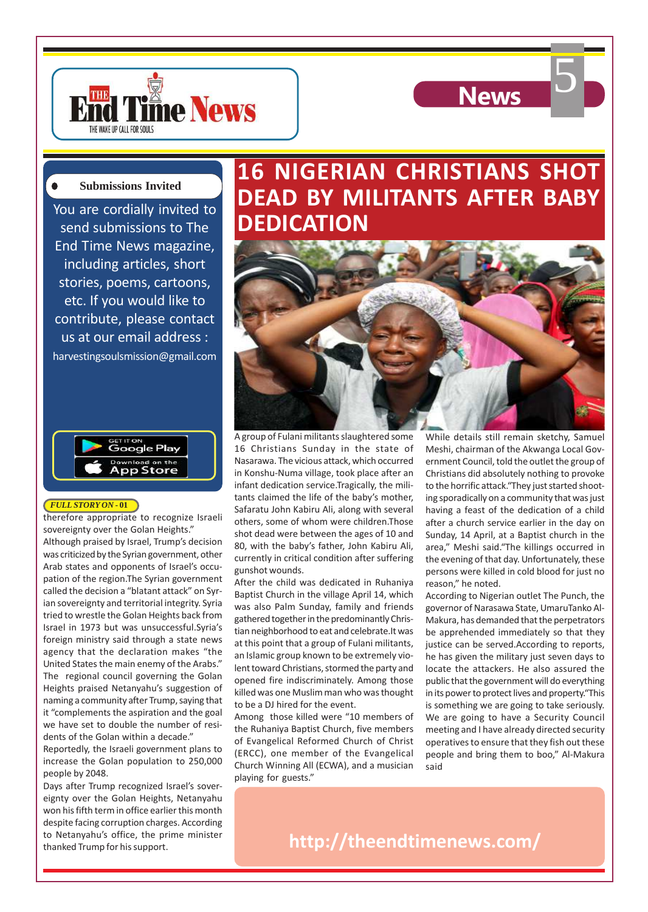**Submissions Invited**

You are cordially invited to send submissions to The End Time News magazine, including articles, short stories, poems, cartoons, etc. If you would like to contribute, please contact us at our email address : harvestingsoulsmission@gmail.com

GET IT ON Google Play

Download on the App Store

*FULL STORY ON - 01*

therefore appropriate to recognize Israeli sovereignty over the Golan Heights."

Although praised by Israel, Trump's decision was criticized by the Syrian government, other Arab states and opponents of Israel's occupation of the region.The Syrian government called the decision a "blatant attack" on Syrian sovereignty and territorial integrity. Syria tried to wrestle the Golan Heights back from Israel in 1973 but was unsuccessful.Syria's foreign ministry said through a state news agency that the declaration makes "the United States the main enemy of the Arabs."

The regional council governing the Golan Heights praised Netanyahu's suggestion of naming a community after Trump, saying that it "complements the aspiration and the goal we have set to double the number of residents of the Golan within a decade."

Reportedly, the Israeli government plans to increase the Golan population to 250,000 people by 2048.

Days after Trump recognized Israel's sovereignty over the Golan Heights, Netanyahu won his fifth term in office earlier this month despite facing corruption charges. According to Netanyahu's office, the prime minister thanked Trump for his support.

# 16 NIGERIAN CHRISTIANS SHOT DEAD BY MILITANTS AFTER BABY DEDICATION

A group of Fulani militants slaughtered some 16 Christians Sunday in the state of Nasarawa. The vicious attack, which occurred in Konshu-Numa village, took place after an infant dedication service.Tragically, the militants claimed the life of the baby's mother, Safaratu John Kabiru Ali, along with several others, some of whom were children.Those shot dead were between the ages of 10 and 80, with the baby's father, John Kabiru Ali, currently in critical condition after suffering gunshot wounds.

After the child was dedicated in Ruhaniya Baptist Church in the village April 14, which was also Palm Sunday, family and friends gathered together in the predominantly Christian neighborhood to eat and celebrate.It was at this point that a group of Fulani militants, an Islamic group known to be extremely violent toward Christians, stormed the party and opened fire indiscriminately. Among those killed was one Muslim man who was thought to be a DJ hired for the event.

Among those killed were "10 members of the Ruhaniya Baptist Church, five members of Evangelical Reformed Church of Christ (ERCC), one member of the Evangelical Church Winning All (ECWA), and a musician playing for guests."

While details still remain sketchy, Samuel Meshi, chairman of the Akwanga Local Government Council, told the outlet the group of Christians did absolutely nothing to provoke to the horrific attack."They just started shooting sporadically on a community that was just having a feast of the dedication of a child after a church service earlier in the day on Sunday, 14 April, at a Baptist church in the area," Meshi said."The killings occurred in the evening of that day. Unfortunately, these persons were killed in cold blood for just no reason," he noted.

According to Nigerian outlet The Punch, the governor of Narasawa State, UmaruTanko Al-Makura, has demanded that the perpetrators be apprehended immediately so that they justice can be served.According to reports, he has given the military just seven days to locate the attackers. He also assured the public that the government will do everything in its power to protect lives and property."This is something we are going to take seriously. We are going to have a Security Council meeting and I have already directed security operatives to ensure that they fish out these people and bring them to boo," Al-Makura said

http://theendtimenews.com/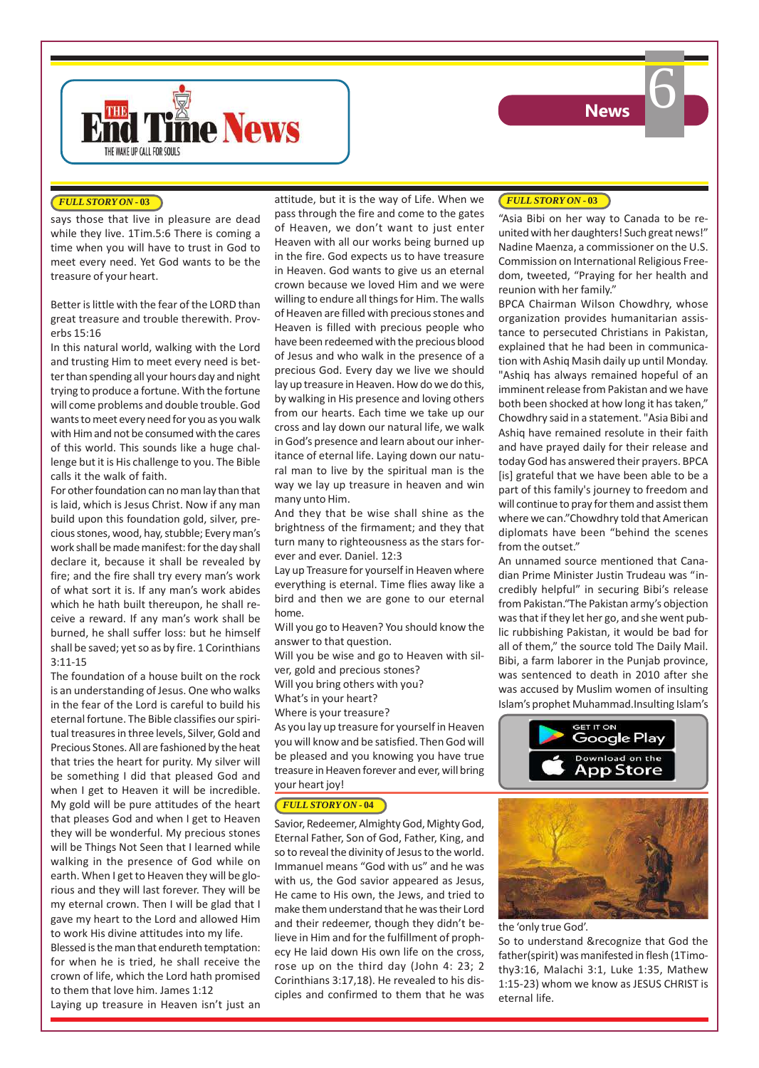*FULL STORY ON - 03*

says those that live in pleasure are dead while they live. 1Tim.5:6 There is coming a time when you will have to trust in God to meet every need. Yet God wants to be the treasure of your heart.

Better is little with the fear of the LORD than great treasure and trouble therewith. Proverbs 15:16

In this natural world, walking with the Lord and trusting Him to meet every need is better than spending all your hours day and night trying to produce a fortune. With the fortune will come problems and double trouble. God wants to meet every need for you as you walk with Him and not be consumed with the cares of this world. This sounds like a huge challenge but it is His challenge to you. The Bible calls it the walk of faith.

For other foundation can no man lay than that is laid, which is Jesus Christ. Now if any man build upon this foundation gold, silver, precious stones, wood, hay, stubble; Every man's work shall be made manifest: for the day shall declare it, because it shall be revealed by fire; and the fire shall try every man's work of what sort it is. If any man's work abides which he hath built thereupon, he shall receive a reward. If any man's work shall be burned, he shall suffer loss: but he himself shall be saved; yet so as by fire. 1 Corinthians 3:11-15

The foundation of a house built on the rock is an understanding of Jesus. One who walks in the fear of the Lord is careful to build his eternal fortune. The Bible classifies our spiritual treasures in three levels, Silver, Gold and Precious Stones. All are fashioned by the heat that tries the heart for purity. My silver will be something I did that pleased God and when I get to Heaven it will be incredible. My gold will be pure attitudes of the heart that pleases God and when I get to Heaven they will be wonderful. My precious stones will be Things Not Seen that I learned while walking in the presence of God while on earth. When I get to Heaven they will be glorious and they will last forever. They will be my eternal crown. Then I will be glad that I gave my heart to the Lord and allowed Him to work His divine attitudes into my life.

Blessed is the man that endureth temptation: for when he is tried, he shall receive the crown of life, which the Lord hath promised to them that love him. James 1:12

Laying up treasure in Heaven isn't just an attitude, but it is the way of Life. When we pass through the fire and come to the gates of Heaven, we don't want to just enter Heaven with all our works being burned up in the fire. God expects us to have treasure in Heaven. God wants to give us an eternal crown because we loved Him and we were willing to endure all things for Him. The walls of Heaven are filled with precious stones and Heaven is filled with precious people who have been redeemed with the precious blood of Jesus and who walk in the presence of a precious God. Every day we live we should lay up treasure in Heaven. How do we do this, by walking in His presence and loving others from our hearts. Each time we take up our cross and lay down our natural life, we walk in God's presence and learn about our inheritance of eternal life. Laying down our natural man to live by the spiritual man is the way we lay up treasure in heaven and win many unto Him.

And they that be wise shall shine as the brightness of the firmament; and they that turn many to righteousness as the stars forever and ever. Daniel. 12:3

Lay up Treasure for yourself in Heaven where everything is eternal. Time flies away like a bird and then we are gone to our eternal home.

Will you go to Heaven? You should know the answer to that question.

Will you be wise and go to Heaven with silver, gold and precious stones?

Will you bring others with you?

What's in your heart?

Where is your treasure?

As you lay up treasure for yourself in Heaven you will know and be satisfied. Then God will be pleased and you knowing you have true treasure in Heaven forever and ever, will bring your heart joy!

*FULL STORY ON - 04*

Savior, Redeemer, Almighty God, Mighty God, Eternal Father, Son of God, Father, King, and so to reveal the divinity of Jesus to the world. Immanuel means "God with us" and he was with us, the God savior appeared as Jesus, He came to His own, the Jews, and tried to make them understand that he was their Lord and their redeemer, though they didn't believe in Him and for the fulfillment of prophecy He laid down His own life on the cross, rose up on the third day (John 4: 23; 2 Corinthians 3:17,18). He revealed to his disciples and confirmed to them that he was the 'only true God'.

So to understand &recognize that God the father(spirit) was manifested in flesh (1Timothy3:16, Malachi 3:1, Luke 1:35, Mathew 1:15-23) whom we know as JESUS CHRIST is eternal life.

*FULL STORY ON - 03*

"Asia Bibi on her way to Canada to be reunited with her daughters! Such great news!" Nadine Maenza, a commissioner on the U.S. Commission on International Religious Freedom, tweeted, "Praying for her health and reunion with her family."

BPCA Chairman Wilson Chowdhry, whose organization provides humanitarian assistance to persecuted Christians in Pakistan, explained that he had been in communication with Ashiq Masih daily up until Monday. "Ashiq has always remained hopeful of an imminent release from Pakistan and we have both been shocked at how long it has taken," Chowdhry said in a statement. "Asia Bibi and Ashiq have remained resolute in their faith and have prayed daily for their release and today God has answered their prayers. BPCA [is] grateful that we have been able to be a part of this family's journey to freedom and will continue to pray for them and assist them where we can."Chowdhry told that American diplomats have been "behind the scenes from the outset."

An unnamed source mentioned that Canadian Prime Minister Justin Trudeau was "incredibly helpful" in securing Bibi's release from Pakistan."The Pakistan army's objection was that if they let her go, and she went public rubbishing Pakistan, it would be bad for all of them," the source told The Daily Mail. Bibi, a farm laborer in the Punjab province, was sentenced to death in 2010 after she was accused by Muslim women of insulting Islam's prophet Muhammad.Insulting Islam's

GET IT ON Google Play

Download on the App Store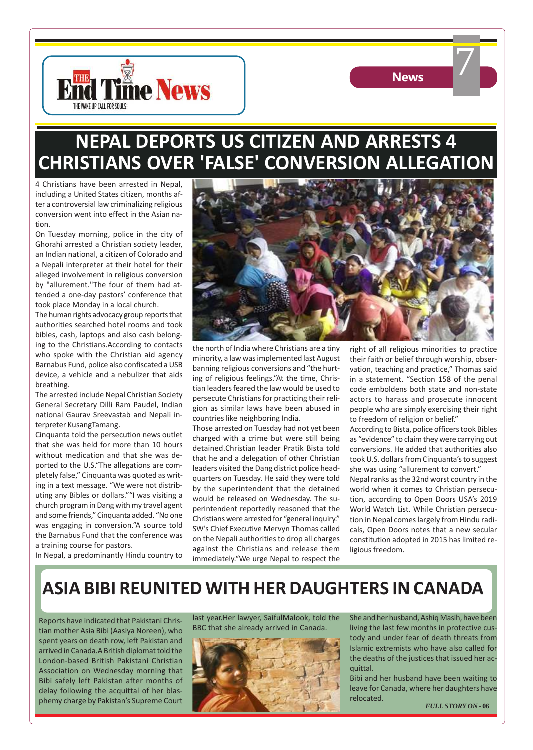# NEPAL DEPORTS US CITIZEN AND ARRESTS 4 CHRISTIANS OVER 'FALSE' CONVERSION ALLEGATION

4 Christians have been arrested in Nepal, including a United States citizen, months after a controversial law criminalizing religious conversion went into effect in the Asian nation.

On Tuesday morning, police in the city of Ghorahi arrested a Christian society leader, an Indian national, a citizen of Colorado and a Nepali interpreter at their hotel for their alleged involvement in religious conversion by "allurement."The four of them had attended a one-day pastors' conference that took place Monday in a local church.

The human rights advocacy group reports that authorities searched hotel rooms and took bibles, cash, laptops and also cash belonging to the Christians.According to contacts who spoke with the Christian aid agency Barnabus Fund, police also confiscated a USB device, a vehicle and a nebulizer that aids breathing.

The arrested include Nepal Christian Society General Secretary Dilli Ram Paudel, Indian national Gaurav Sreevastab and Nepali interpreter KusangTamang.

Cinquanta told the persecution news outlet that she was held for more than 10 hours without medication and that she was deported to the U.S."The allegations are completely false," Cinquanta was quoted as writing in a text message. "We were not distributing any Bibles or dollars.""I was visiting a church program in Dang with my travel agent and some friends," Cinquanta added. "No one was engaging in conversion."A source told the Barnabus Fund that the conference was a training course for pastors.

In Nepal, a predominantly Hindu country to the north of India where Christians are a tiny minority, a law was implemented last August banning religious conversions and "the hurting of religious feelings."At the time, Christian leaders feared the law would be used to persecute Christians for practicing their religion as similar laws have been abused in countries like neighboring India.

Those arrested on Tuesday had not yet been charged with a crime but were still being detained.Christian leader Pratik Bista told that he and a delegation of other Christian leaders visited the Dang district police headquarters on Tuesday. He said they were told by the superintendent that the detained would be released on Wednesday. The superintendent reportedly reasoned that the Christians were arrested for "general inquiry." SW's Chief Executive Mervyn Thomas called on the Nepali authorities to drop all charges against the Christians and release them immediately."We urge Nepal to respect the right of all religious minorities to practice their faith or belief through worship, observation, teaching and practice," Thomas said in a statement. "Section 158 of the penal code emboldens both state and non-state actors to harass and prosecute innocent people who are simply exercising their right to freedom of religion or belief."

According to Bista, police officers took Bibles as "evidence" to claim they were carrying out conversions. He added that authorities also took U.S. dollars from Cinquanta's to suggest she was using "allurement to convert."

Nepal ranks as the 32nd worst country in the world when it comes to Christian persecution, according to Open Doors USA's 2019 World Watch List. While Christian persecution in Nepal comes largely from Hindu radicals, Open Doors notes that a new secular constitution adopted in 2015 has limited religious freedom.

# ASIA BIBI REUNITED WITH HER DAUGHTERS IN CANADA

Reports have indicated that Pakistani Christian mother Asia Bibi (Aasiya Noreen), who spent years on death row, left Pakistan and arrived in Canada.A British diplomat told the London-based British Pakistani Christian Association on Wednesday morning that Bibi safely left Pakistan after months of delay following the acquittal of her blasphemy charge by Pakistan's Supreme Court last year.Her lawyer, SaifulMalook, told the BBC that she already arrived in Canada.

She and her husband, Ashiq Masih, have been living the last few months in protective custody and under fear of death threats from Islamic extremists who have also called for the deaths of the justices that issued her acquittal.

Bibi and her husband have been waiting to leave for Canada, where her daughters have relocated.

*FULL STORY ON - 06*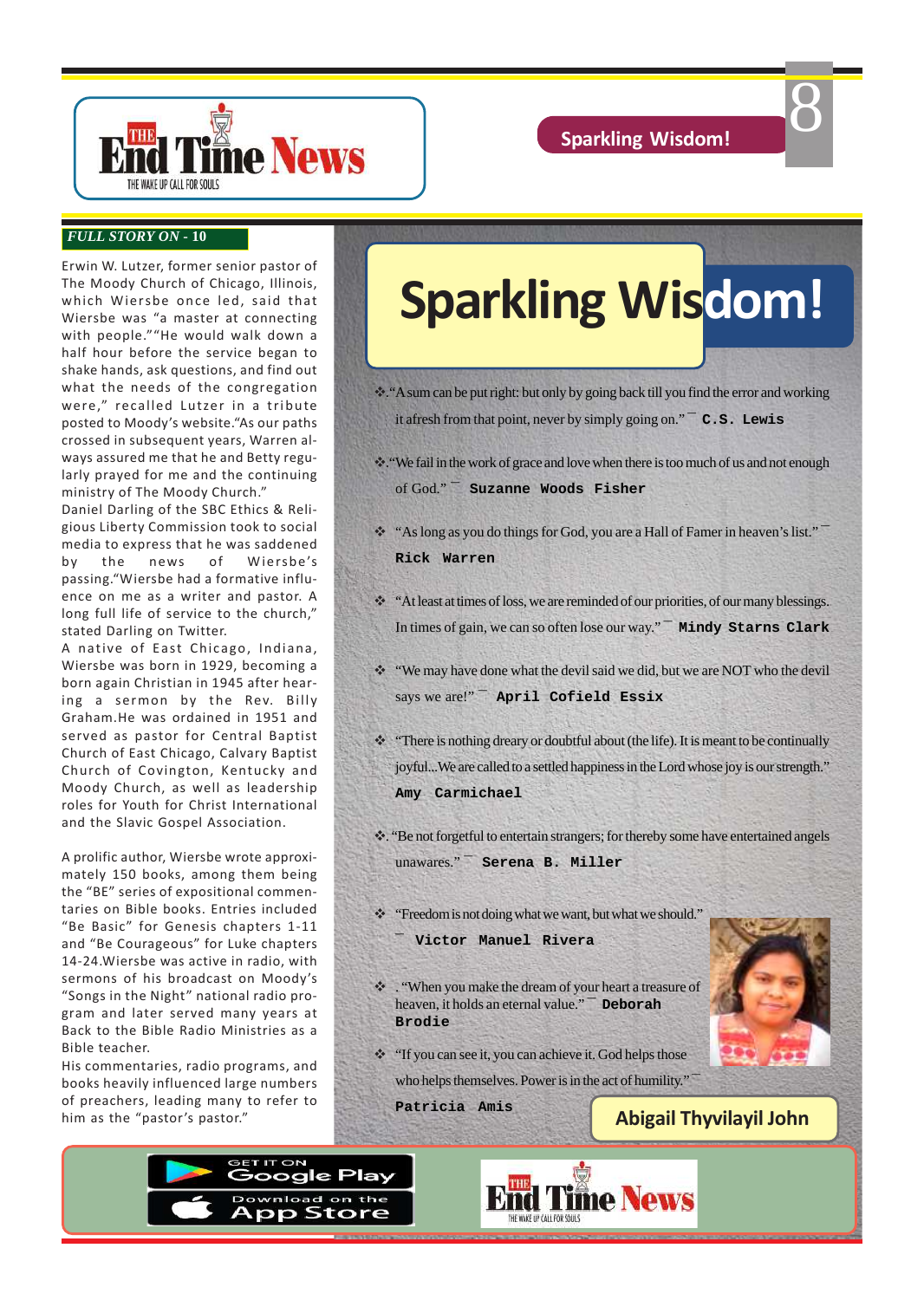*FULL STORY ON - 10*

Erwin W. Lutzer, former senior pastor of The Moody Church of Chicago, Illinois, which Wiersbe once led, said that Wiersbe was "a master at connecting with people.""He would walk down a half hour before the service began to shake hands, ask questions, and find out what the needs of the congregation were," recalled Lutzer in a tribute posted to Moody's website."As our paths crossed in subsequent years, Warren always assured me that he and Betty regularly prayed for me and the continuing ministry of The Moody Church."

Daniel Darling of the SBC Ethics & Religious Liberty Commission took to social media to express that he was saddened by the news of Wiersbe's passing."Wiersbe had a formative influence on me as a writer and pastor. A long full life of service to the church," stated Darling on Twitter.

A native of East Chicago, Indiana, Wiersbe was born in 1929, becoming a born again Christian in 1945 after hearing a sermon by the Rev. Billy Graham.He was ordained in 1951 and served as pastor for Central Baptist Church of East Chicago, Calvary Baptist Church of Covington, Kentucky and Moody Church, as well as leadership roles for Youth for Christ International and the Slavic Gospel Association.

A prolific author, Wiersbe wrote approximately 150 books, among them being the "BE" series of expositional commentaries on Bible books. Entries included "Be Basic" for Genesis chapters 1-11 and "Be Courageous" for Luke chapters 14-24.Wiersbe was active in radio, with sermons of his broadcast on Moody's "Songs in the Night" national radio program and later served many years at Back to the Bible Radio Ministries as a Bible teacher.

His commentaries, radio programs, and books heavily influenced large numbers of preachers, leading many to refer to him as the "pastor's pastor."

# Sparkling Wisdom!

- ."A sum can be put right: but only by going back till you find the error and working it afresh from that point, never by simply going on." ― **C.S. Lewis**
- ."We fail in the work of grace and love when there is too much of us and not enough of God." ― **Suzanne Woods Fisher**
- "As long as you do things for God, you are a Hall of Famer in heaven's list." ― **Rick Warren**
- "At least at times of loss, we are reminded of our priorities, of our many blessings. In times of gain, we can so often lose our way." ― **Mindy Starns Clark**
- "We may have done what the devil said we did, but we are NOT who the devil says we are!" ― **April Cofield Essix**
- "There is nothing dreary or doubtful about (the life). It is meant to be continually joyful...We are called to a settled happiness in the Lord whose joy is our strength." **Amy Carmichael**
- ."Be not forgetful to entertain strangers; for thereby some have entertained angels unawares." ― **Serena B. Miller**
- "Freedom is not doing what we want, but what we should." ― **Victor Manuel Rivera**
- . "When you make the dream of your heart a treasure of heaven, it holds an eternal value." ― **Deborah Brodie**
- "If you can see it, you can achieve it. God helps those who helps themselves. Power is in the act of humility." ― **Patricia Amis**

**Abigail Thyvilayil John**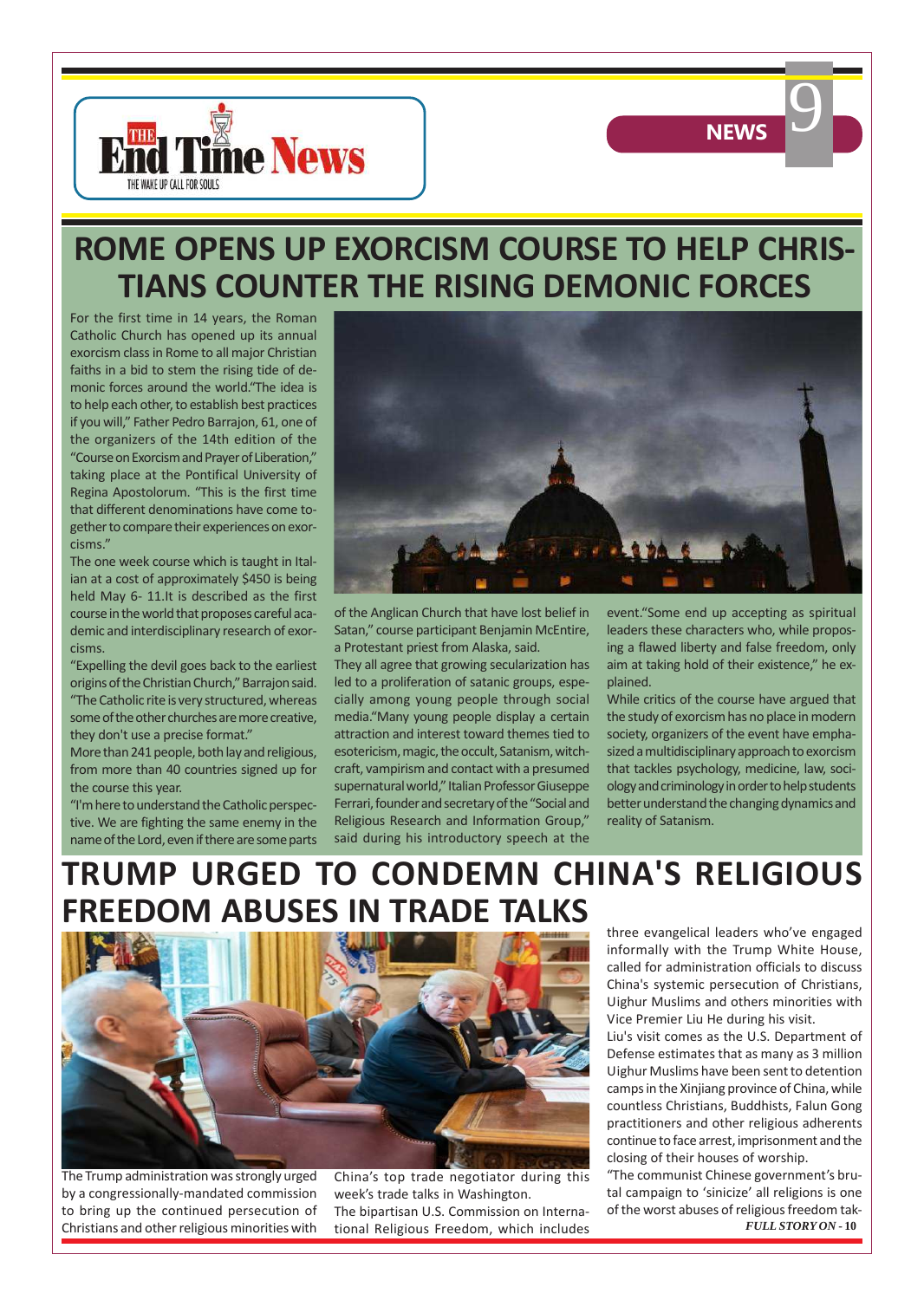# ROME OPENS UP EXORCISM COURSE TO HELP CHRISTIANS COUNTER THE RISING DEMONIC FORCES

For the first time in 14 years, the Roman Catholic Church has opened up its annual exorcism class in Rome to all major Christian faiths in a bid to stem the rising tide of demonic forces around the world."The idea is to help each other, to establish best practices if you will," Father Pedro Barrajon, 61, one of the organizers of the 14th edition of the "Course on Exorcism and Prayer of Liberation," taking place at the Pontifical University of Regina Apostolorum. "This is the first time that different denominations have come together to compare their experiences on exorcisms."

The one week course which is taught in Italian at a cost of approximately $450 is being held May 6- 11.It is described as the first course in the world that proposes careful academic and interdisciplinary research of exorcisms.

"Expelling the devil goes back to the earliest origins of the Christian Church," Barrajon said. "The Catholic rite is very structured, whereas some of the other churches are more creative, they don't use a precise format."

More than 241 people, both lay and religious, from more than 40 countries signed up for the course this year.

"I'm here to understand the Catholic perspective. We are fighting the same enemy in the name of the Lord, even if there are some parts of the Anglican Church that have lost belief in Satan," course participant Benjamin McEntire, a Protestant priest from Alaska, said.

They all agree that growing secularization has led to a proliferation of satanic groups, especially among young people through social media."Many young people display a certain attraction and interest toward themes tied to esotericism, magic, the occult, Satanism, witchcraft, vampirism and contact with a presumed supernatural world," Italian Professor Giuseppe Ferrari, founder and secretary of the "Social and Religious Research and Information Group," said during his introductory speech at the event."Some end up accepting as spiritual leaders these characters who, while proposing a flawed liberty and false freedom, only aim at taking hold of their existence," he explained.

While critics of the course have argued that the study of exorcism has no place in modern society, organizers of the event have emphasized a multidisciplinary approach to exorcism that tackles psychology, medicine, law, sociology and criminology in order to help students better understand the changing dynamics and reality of Satanism.

# TRUMP URGED TO CONDEMN CHINA'S RELIGIOUS FREEDOM ABUSES IN TRADE TALKS

The Trump administration was strongly urged by a congressionally-mandated commission to bring up the continued persecution of Christians and other religious minorities with China's top trade negotiator during this week's trade talks in Washington.

The bipartisan U.S. Commission on International Religious Freedom, which includes three evangelical leaders who've engaged informally with the Trump White House, called for administration officials to discuss China's systemic persecution of Christians, Uighur Muslims and others minorities with Vice Premier Liu He during his visit.

Liu's visit comes as the U.S. Department of Defense estimates that as many as 3 million Uighur Muslims have been sent to detention camps in the Xinjiang province of China, while countless Christians, Buddhists, Falun Gong practitioners and other religious adherents continue to face arrest, imprisonment and the closing of their houses of worship.

"The communist Chinese government's brutal campaign to 'sinicize' all religions is one of the worst abuses of religious freedom tak-

*FULL STORY ON - 10*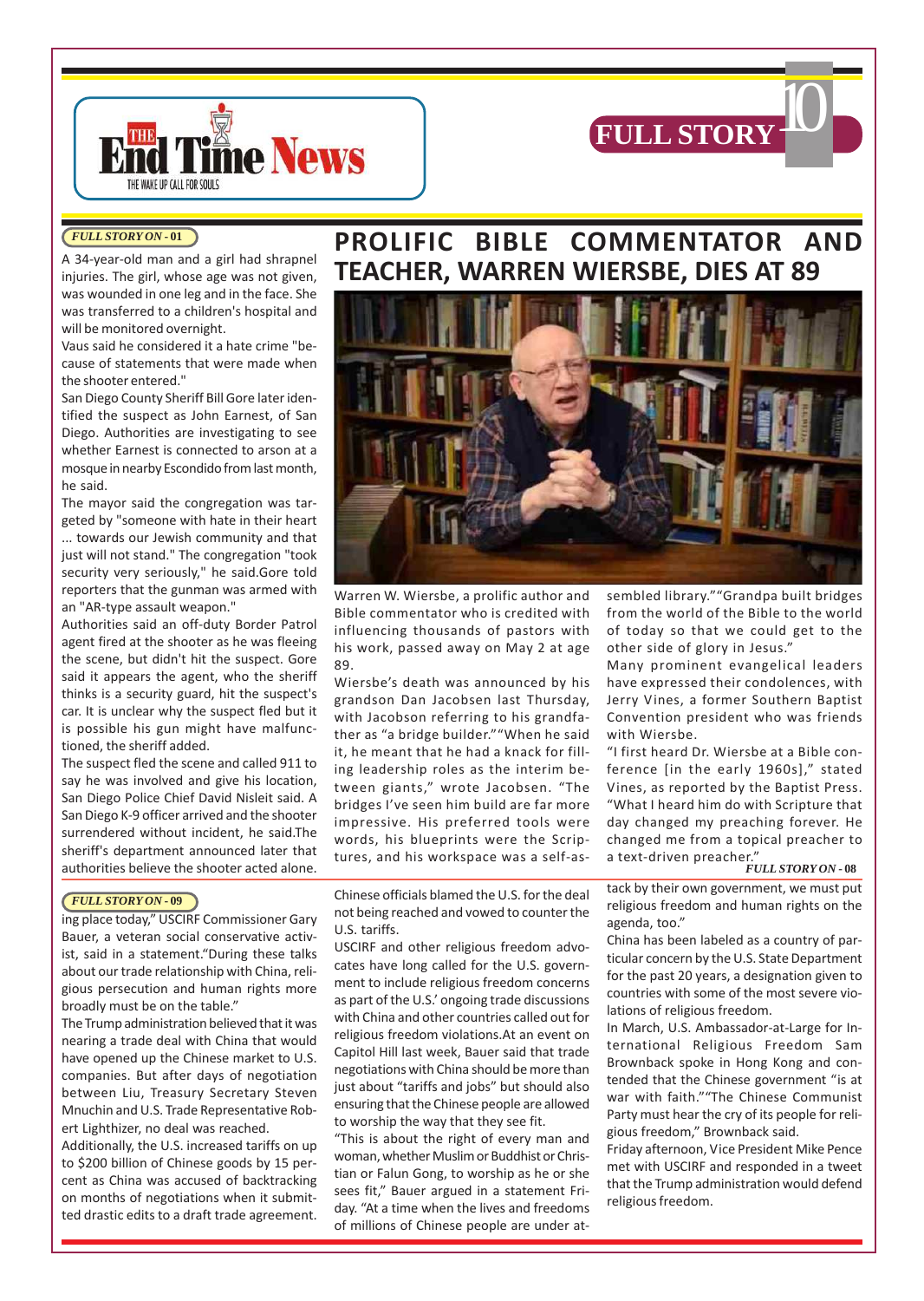*FULL STORY ON - 01*

A 34-year-old man and a girl had shrapnel injuries. The girl, whose age was not given, was wounded in one leg and in the face. She was transferred to a children's hospital and will be monitored overnight.

Vaus said he considered it a hate crime "because of statements that were made when the shooter entered."

San Diego County Sheriff Bill Gore later identified the suspect as John Earnest, of San Diego. Authorities are investigating to see whether Earnest is connected to arson at a mosque in nearby Escondido from last month, he said.

The mayor said the congregation was targeted by "someone with hate in their heart ... towards our Jewish community and that just will not stand." The congregation "took security very seriously," he said.Gore told reporters that the gunman was armed with an "AR-type assault weapon."

Authorities said an off-duty Border Patrol agent fired at the shooter as he was fleeing the scene, but didn't hit the suspect. Gore said it appears the agent, who the sheriff thinks is a security guard, hit the suspect's car. It is unclear why the suspect fled but it is possible his gun might have malfunctioned, the sheriff added.

The suspect fled the scene and called 911 to say he was involved and give his location, San Diego Police Chief David Nisleit said. A San Diego K-9 officer arrived and the shooter surrendered without incident, he said.The sheriff's department announced later that authorities believe the shooter acted alone.

# PROLIFIC BIBLE COMMENTATOR AND TEACHER, WARREN WIERSBE, DIES AT 89

Warren W. Wiersbe, a prolific author and Bible commentator who is credited with influencing thousands of pastors with his work, passed away on May 2 at age 89.

Wiersbe's death was announced by his grandson Dan Jacobsen last Thursday, with Jacobsen referring to his grandfather as "a bridge builder." "When he said it, he meant that he had a knack for filling leadership roles as the interim between giants," wrote Jacobsen. "The bridges I've seen him build are far more impressive. His preferred tools were words, his blueprints were the Scriptures, and his workspace was a self-assembled library." "Grandpa built bridges from the world of the Bible to the world of today so that we could get to the other side of glory in Jesus."

Many prominent evangelical leaders have expressed their condolences, with Jerry Vines, a former Southern Baptist Convention president who was friends with Wiersbe.

"I first heard Dr. Wiersbe at a Bible conference [in the early 1960s]," stated Vines, as reported by the Baptist Press. "What I heard him do with Scripture that day changed my preaching forever. He changed me from a topical preacher to a text-driven preacher."

*FULL STORY ON - 08*

*FULL STORY ON - 09*

ing place today," USCIRF Commissioner Gary Bauer, a veteran social conservative activist, said in a statement."During these talks about our trade relationship with China, religious persecution and human rights more broadly must be on the table."

The Trump administration believed that it was nearing a trade deal with China that would have opened up the Chinese market to U.S. companies. But after days of negotiation between Liu, Treasury Secretary Steven Mnuchin and U.S. Trade Representative Robert Lighthizer, no deal was reached.

Additionally, the U.S. increased tariffs on up to $200 billion of Chinese goods by 15 percent as China was accused of backtracking on months of negotiations when it submitted drastic edits to a draft trade agreement.

Chinese officials blamed the U.S. for the deal not being reached and vowed to counter the U.S. tariffs.

USCIRF and other religious freedom advocates have long called for the U.S. government to include religious freedom concerns as part of the U.S.' ongoing trade discussions with China and other countries called out for religious freedom violations.At an event on Capitol Hill last week, Bauer said that trade negotiations with China should be more than just about "tariffs and jobs" but should also ensuring that the Chinese people are allowed to worship the way that they see fit.

"This is about the right of every man and woman, whether Muslim or Buddhist or Christian or Falun Gong, to worship as he or she sees fit," Bauer argued in a statement Friday. "At a time when the lives and freedoms of millions of Chinese people are under attack by their own government, we must put religious freedom and human rights on the agenda, too."

China has been labeled as a country of particular concern by the U.S. State Department for the past 20 years, a designation given to countries with some of the most severe violations of religious freedom.

In March, U.S. Ambassador-at-Large for International Religious Freedom Sam Brownback spoke in Hong Kong and contended that the Chinese government "is at war with faith." "The Chinese Communist Party must hear the cry of its people for religious freedom," Brownback said.

Friday afternoon, Vice President Mike Pence met with USCIRF and responded in a tweet that the Trump administration would defend religious freedom.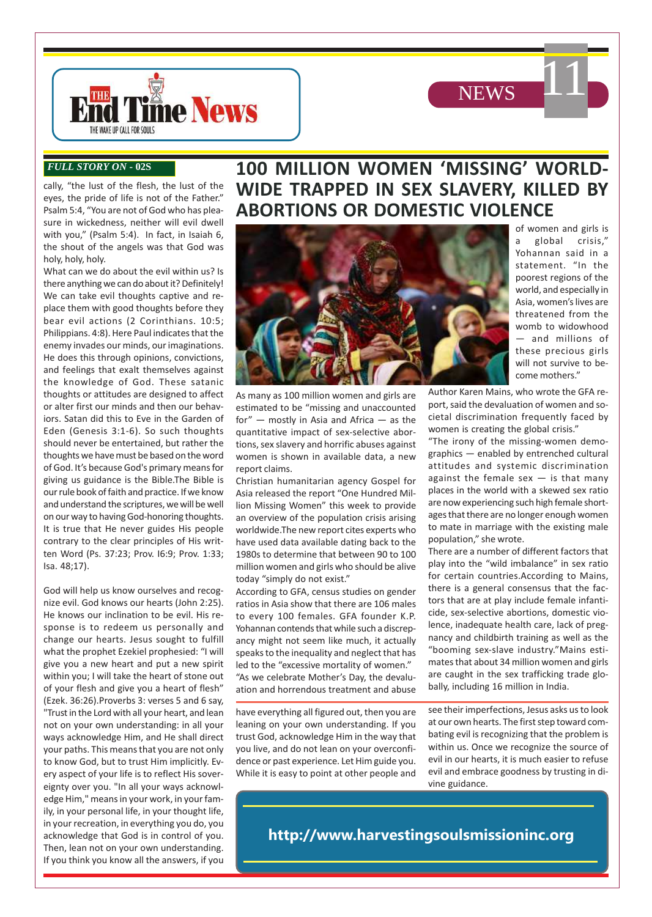*FULL STORY ON - 02S*

cally, “the lust of the flesh, the lust of the eyes, the pride of life is not of the Father.” Psalm 5:4, “You are not of God who has pleasure in wickedness, neither will evil dwell with you,” (Psalm 5:4). In fact, in Isaiah 6, the shout of the angels was that God was holy, holy, holy.

What can we do about the evil within us? Is there anything we can do about it? Definitely! We can take evil thoughts captive and replace them with good thoughts before they bear evil actions (2 Corinthians. 10:5; Philippians. 4:8). Here Paul indicates that the enemy invades our minds, our imaginations. He does this through opinions, convictions, and feelings that exalt themselves against the knowledge of God. These satanic thoughts or attitudes are designed to affect or alter first our minds and then our behaviors. Satan did this to Eve in the Garden of Eden (Genesis 3:1-6). So such thoughts should never be entertained, but rather the thoughts we have must be based on the word of God. It’s because God's primary means for giving us guidance is the Bible.The Bible is our rule book of faith and practice. If we know and understand the scriptures, we will be well on our way to having God-honoring thoughts. It is true that He never guides His people contrary to the clear principles of His written Word (Ps. 37:23; Prov. I6:9; Prov. 1:33; Isa. 48;17).

God will help us know ourselves and recognize evil. God knows our hearts (John 2:25). He knows our inclination to be evil. His response is to redeem us personally and change our hearts. Jesus sought to fulfill what the prophet Ezekiel prophesied: “I will give you a new heart and put a new spirit within you; I will take the heart of stone out of your flesh and give you a heart of flesh” (Ezek. 36:26).Proverbs 3: verses 5 and 6 say, "Trust in the Lord with all your heart, and lean not on your own understanding: in all your ways acknowledge Him, and He shall direct your paths. This means that you are not only to know God, but to trust Him implicitly. Every aspect of your life is to reflect His sovereignty over you. "In all your ways acknowledge Him," means in your work, in your family, in your personal life, in your thought life, in your recreation, in everything you do, you acknowledge that God is in control of you. Then, lean not on your own understanding. If you think you know all the answers, if you have everything all figured out, then you are leaning on your own understanding. If you trust God, acknowledge Him in the way that you live, and do not lean on your overconfidence or past experience. Let Him guide you. While it is easy to point at other people and see their imperfections, Jesus asks us to look at our own hearts. The first step toward combating evil is recognizing that the problem is within us. Once we recognize the source of evil in our hearts, it is much easier to refuse evil and embrace goodness by trusting in divine guidance.

# 100 MILLION WOMEN ‘MISSING’ WORLDWIDE TRAPPED IN SEX SLAVERY, KILLED BY ABORTIONS OR DOMESTIC VIOLENCE

As many as 100 million women and girls are estimated to be “missing and unaccounted for” — mostly in Asia and Africa — as the quantitative impact of sex-selective abortions, sex slavery and horrific abuses against women is shown in available data, a new report claims.

Christian humanitarian agency Gospel for Asia released the report “One Hundred Million Missing Women” this week to provide an overview of the population crisis arising worldwide.The new report cites experts who have used data available dating back to the 1980s to determine that between 90 to 100 million women and girls who should be alive today “simply do not exist.”

According to GFA, census studies on gender ratios in Asia show that there are 106 males to every 100 females. GFA founder K.P. Yohannan contends that while such a discrepancy might not seem like much, it actually speaks to the inequality and neglect that has led to the “excessive mortality of women.”

“As we celebrate Mother’s Day, the devaluation and horrendous treatment and abuse of women and girls is a global crisis,” Yohannan said in a statement. “In the poorest regions of the world, and especially in Asia, women’s lives are threatened from the womb to widowhood — and millions of these precious girls will not survive to become mothers.”

Author Karen Mains, who wrote the GFA report, said the devaluation of women and societal discrimination frequently faced by women is creating the global crisis.”

“The irony of the missing-women demographics — enabled by entrenched cultural attitudes and systemic discrimination against the female sex — is that many places in the world with a skewed sex ratio are now experiencing such high female shortages that there are no longer enough women to mate in marriage with the existing male population,” she wrote.

There are a number of different factors that play into the “wild imbalance” in sex ratio for certain countries.According to Mains, there is a general consensus that the factors that are at play include female infanticide, sex-selective abortions, domestic violence, inadequate health care, lack of pregnancy and childbirth training as well as the “booming sex-slave industry.”Mains estimates that about 34 million women and girls are caught in the sex trafficking trade globally, including 16 million in India.

**http://www.harvestingsoulsmissioninc.org**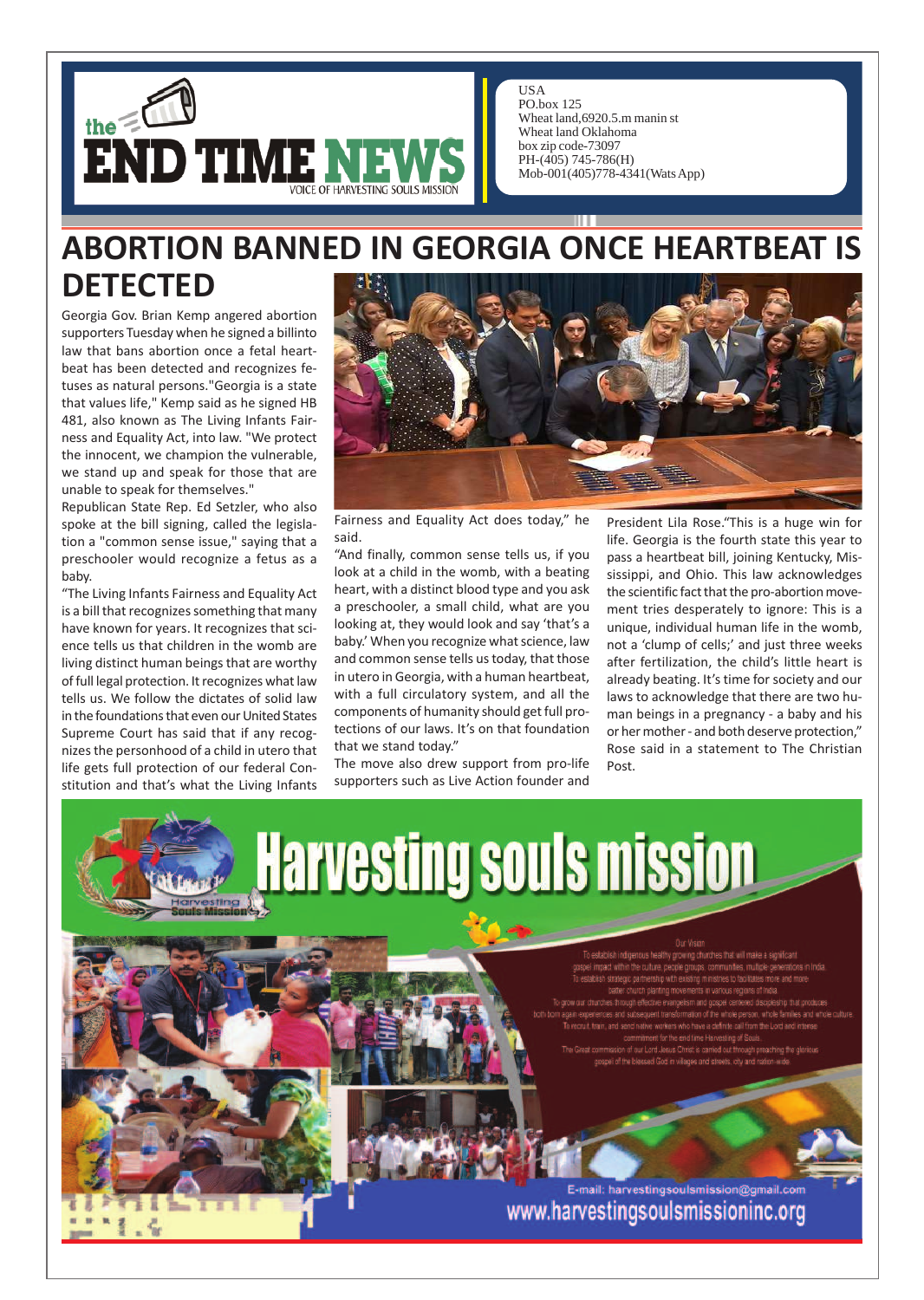the END TIME NEWS

VOICE OF HARVESTING SOULS MISSION

USA
PO.box 125
Wheat land,6920.5.m manin st
Wheat land Oklahoma
box zip code-73097
PH-(405) 745-786(H)
Mob-001(405)778-4341(Wats App)

# ABORTION BANNED IN GEORGIA ONCE HEARTBEAT IS DETECTED

Georgia Gov. Brian Kemp angered abortion supporters Tuesday when he signed a billinto law that bans abortion once a fetal heartbeat has been detected and recognizes fetuses as natural persons."Georgia is a state that values life," Kemp said as he signed HB 481, also known as The Living Infants Fairness and Equality Act, into law. "We protect the innocent, we champion the vulnerable, we stand up and speak for those that are unable to speak for themselves."

Republican State Rep. Ed Setzler, who also spoke at the bill signing, called the legislation a "common sense issue," saying that a preschooler would recognize a fetus as a baby.

"The Living Infants Fairness and Equality Act is a bill that recognizes something that many have known for years. It recognizes that science tells us that children in the womb are living distinct human beings that are worthy of full legal protection. It recognizes what law tells us. We follow the dictates of solid law in the foundations that even our United States Supreme Court has said that if any recognizes the personhood of a child in utero that life gets full protection of our federal Constitution and that's what the Living Infants Fairness and Equality Act does today," he said.

"And finally, common sense tells us, if you look at a child in the womb, with a beating heart, with a distinct blood type and you ask a preschooler, a small child, what are you looking at, they would look and say 'that's a baby.' When you recognize what science, law and common sense tells us today, that those in utero in Georgia, with a human heartbeat, with a full circulatory system, and all the components of humanity should get full protections of our laws. It's on that foundation that we stand today."

The move also drew support from pro-life supporters such as Live Action founder and President Lila Rose."This is a huge win for life. Georgia is the fourth state this year to pass a heartbeat bill, joining Kentucky, Mississippi, and Ohio. This law acknowledges the scientific fact that the pro-abortion movement tries desperately to ignore: This is a unique, individual human life in the womb, not a 'clump of cells;' and just three weeks after fertilization, the child's little heart is already beating. It's time for society and our laws to acknowledge that there are two human beings in a pregnancy - a baby and his or her mother - and both deserve protection," Rose said in a statement to The Christian Post.

# Harvesting souls mission

Harvesting Souls Mission

Our Vision

To establish indigenous healthy growing churches that will make a significant gospel impact within the culture, people groups, communities, multiple generations in India.

To establish strategic partnership with existing ministries to facilitates more and more better church planting movements in various regions of India.

To grow our churches through effective evangelism and gospel centered discipleship that produces both born again experiences and subsequent transformation of the whole person, whole families and whole culture.

To recruit, train, and send native workers who have a definite call from the Lord and intense commitment for the end time Harvesting of Souls.

The Great commission of our Lord Jesus Christ is carried out through preaching the glorious gospel of the blessed God in villages and streets, city and nation wide.

E-mail: harvestingsoulsmission@gmail.com

www.harvestingsoulsmissioninc.org